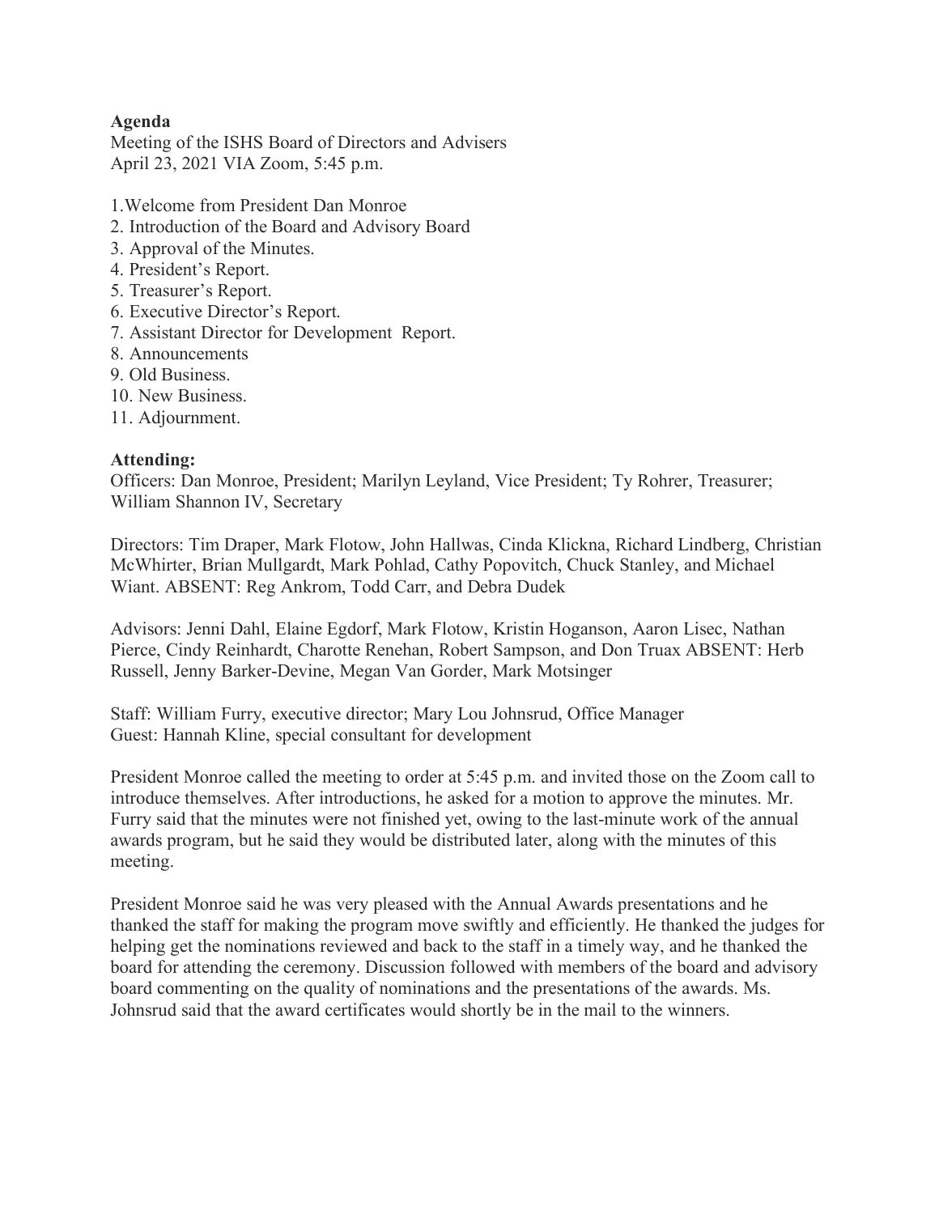**Agenda**

Meeting of the ISHS Board of Directors and Advisers
April 23, 2021 VIA Zoom, 5:45 p.m.

1.Welcome from President Dan Monroe
2. Introduction of the Board and Advisory Board
3. Approval of the Minutes.
4. President's Report.
5. Treasurer's Report.
6. Executive Director's Report.
7. Assistant Director for Development Report.
8. Announcements
9. Old Business.
10. New Business.
11. Adjournment.

**Attending:**

Officers: Dan Monroe, President; Marilyn Leyland, Vice President; Ty Rohrer, Treasurer; William Shannon IV, Secretary

Directors: Tim Draper, Mark Flotow, John Hallwas, Cinda Klickna, Richard Lindberg, Christian McWhirter, Brian Mullgardt, Mark Pohlad, Cathy Popovitch, Chuck Stanley, and Michael Wiant. ABSENT: Reg Ankrom, Todd Carr, and Debra Dudek

Advisors: Jenni Dahl, Elaine Egdorf, Mark Flotow, Kristin Hoganson, Aaron Lisec, Nathan Pierce, Cindy Reinhardt, Charotte Renehan, Robert Sampson, and Don Truax ABSENT: Herb Russell, Jenny Barker-Devine, Megan Van Gorder, Mark Motsinger

Staff: William Furry, executive director; Mary Lou Johnsrud, Office Manager
Guest: Hannah Kline, special consultant for development

President Monroe called the meeting to order at 5:45 p.m. and invited those on the Zoom call to introduce themselves. After introductions, he asked for a motion to approve the minutes. Mr. Furry said that the minutes were not finished yet, owing to the last-minute work of the annual awards program, but he said they would be distributed later, along with the minutes of this meeting.

President Monroe said he was very pleased with the Annual Awards presentations and he thanked the staff for making the program move swiftly and efficiently. He thanked the judges for helping get the nominations reviewed and back to the staff in a timely way, and he thanked the board for attending the ceremony. Discussion followed with members of the board and advisory board commenting on the quality of nominations and the presentations of the awards. Ms. Johnsrud said that the award certificates would shortly be in the mail to the winners.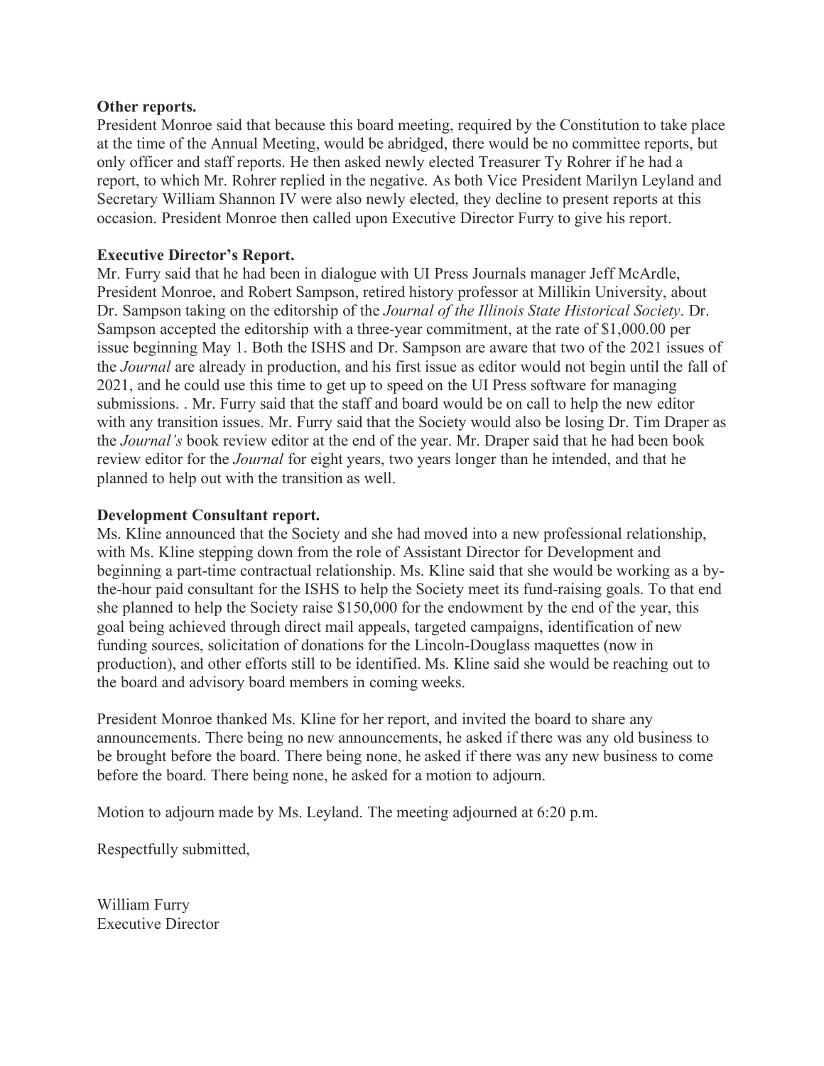**Other reports.**
President Monroe said that because this board meeting, required by the Constitution to take place at the time of the Annual Meeting, would be abridged, there would be no committee reports, but only officer and staff reports. He then asked newly elected Treasurer Ty Rohrer if he had a report, to which Mr. Rohrer replied in the negative. As both Vice President Marilyn Leyland and Secretary William Shannon IV were also newly elected, they decline to present reports at this occasion. President Monroe then called upon Executive Director Furry to give his report.

**Executive Director's Report.**
Mr. Furry said that he had been in dialogue with UI Press Journals manager Jeff McArdle, President Monroe, and Robert Sampson, retired history professor at Millikin University, about Dr. Sampson taking on the editorship of the *Journal of the Illinois State Historical Society*. Dr. Sampson accepted the editorship with a three-year commitment, at the rate of $1,000.00 per issue beginning May 1. Both the ISHS and Dr. Sampson are aware that two of the 2021 issues of the *Journal* are already in production, and his first issue as editor would not begin until the fall of 2021, and he could use this time to get up to speed on the UI Press software for managing submissions. . Mr. Furry said that the staff and board would be on call to help the new editor with any transition issues. Mr. Furry said that the Society would also be losing Dr. Tim Draper as the *Journal's* book review editor at the end of the year. Mr. Draper said that he had been book review editor for the *Journal* for eight years, two years longer than he intended, and that he planned to help out with the transition as well.

**Development Consultant report.**
Ms. Kline announced that the Society and she had moved into a new professional relationship, with Ms. Kline stepping down from the role of Assistant Director for Development and beginning a part-time contractual relationship. Ms. Kline said that she would be working as a by-the-hour paid consultant for the ISHS to help the Society meet its fund-raising goals. To that end she planned to help the Society raise $150,000 for the endowment by the end of the year, this goal being achieved through direct mail appeals, targeted campaigns, identification of new funding sources, solicitation of donations for the Lincoln-Douglass maquettes (now in production), and other efforts still to be identified. Ms. Kline said she would be reaching out to the board and advisory board members in coming weeks.

President Monroe thanked Ms. Kline for her report, and invited the board to share any announcements. There being no new announcements, he asked if there was any old business to be brought before the board. There being none, he asked if there was any new business to come before the board. There being none, he asked for a motion to adjourn.

Motion to adjourn made by Ms. Leyland. The meeting adjourned at 6:20 p.m.

Respectfully submitted,

William Furry
Executive Director